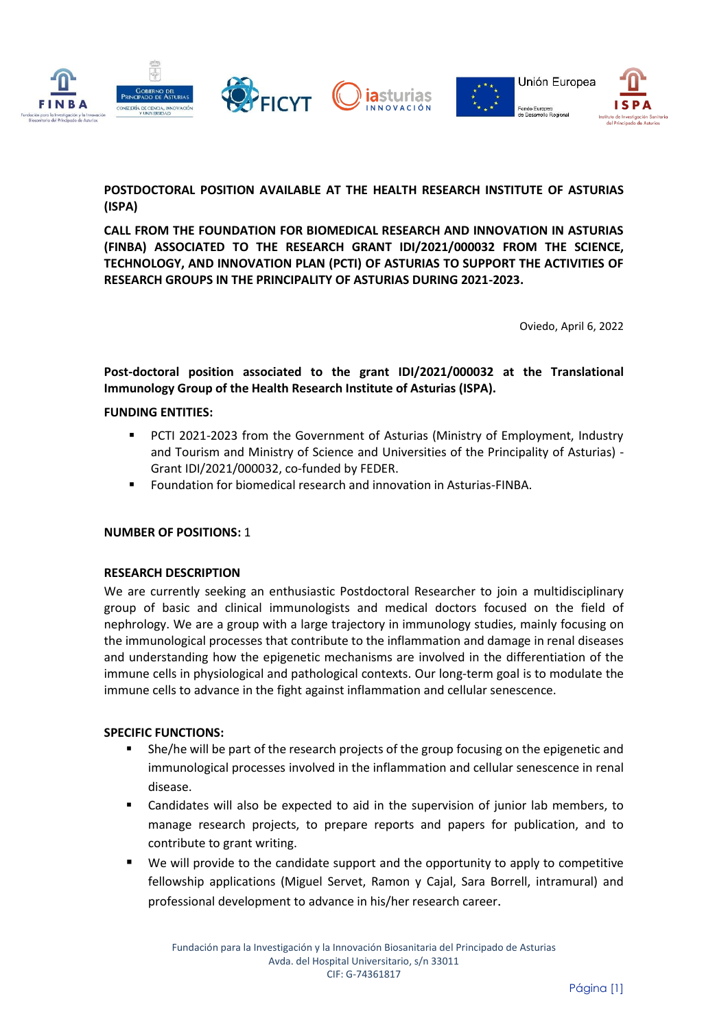**POSTDOCTORAL POSITION AVAILABLE AT THE HEALTH RESEARCH INSTITUTE OF ASTURIAS (ISPA)**

**CALL FROM THE FOUNDATION FOR BIOMEDICAL RESEARCH AND INNOVATION IN ASTURIAS (FINBA) ASSOCIATED TO THE RESEARCH GRANT IDI/2021/000032 FROM THE SCIENCE, TECHNOLOGY, AND INNOVATION PLAN (PCTI) OF ASTURIAS TO SUPPORT THE ACTIVITIES OF RESEARCH GROUPS IN THE PRINCIPALITY OF ASTURIAS DURING 2021-2023.**

Oviedo, April 6, 2022

**Post-doctoral position associated to the grant IDI/2021/000032 at the Translational Immunology Group of the Health Research Institute of Asturias (ISPA).**

**FUNDING ENTITIES:**

- PCTI 2021-2023 from the Government of Asturias (Ministry of Employment, Industry and Tourism and Ministry of Science and Universities of the Principality of Asturias) - Grant IDI/2021/000032, co-funded by FEDER.
- Foundation for biomedical research and innovation in Asturias-FINBA.

**NUMBER OF POSITIONS:** 1

**RESEARCH DESCRIPTION**

We are currently seeking an enthusiastic Postdoctoral Researcher to join a multidisciplinary group of basic and clinical immunologists and medical doctors focused on the field of nephrology. We are a group with a large trajectory in immunology studies, mainly focusing on the immunological processes that contribute to the inflammation and damage in renal diseases and understanding how the epigenetic mechanisms are involved in the differentiation of the immune cells in physiological and pathological contexts. Our long-term goal is to modulate the immune cells to advance in the fight against inflammation and cellular senescence.

**SPECIFIC FUNCTIONS:**

- She/he will be part of the research projects of the group focusing on the epigenetic and immunological processes involved in the inflammation and cellular senescence in renal disease.
- Candidates will also be expected to aid in the supervision of junior lab members, to manage research projects, to prepare reports and papers for publication, and to contribute to grant writing.
- We will provide to the candidate support and the opportunity to apply to competitive fellowship applications (Miguel Servet, Ramon y Cajal, Sara Borrell, intramural) and professional development to advance in his/her research career.

Fundación para la Investigación y la Innovación Biosanitaria del Principado de Asturias
Avda. del Hospital Universitario, s/n 33011
CIF: G-74361817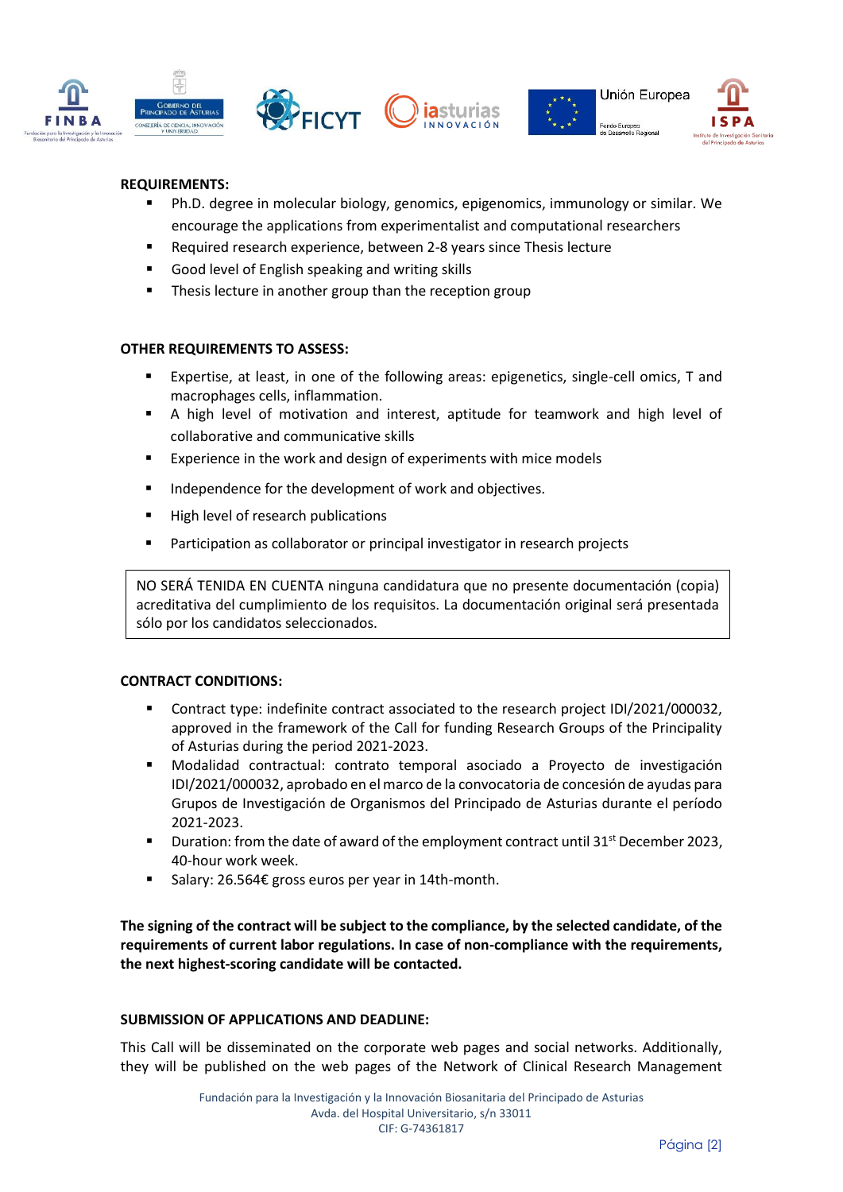**REQUIREMENTS:**

- Ph.D. degree in molecular biology, genomics, epigenomics, immunology or similar. We encourage the applications from experimentalist and computational researchers
- Required research experience, between 2-8 years since Thesis lecture
- Good level of English speaking and writing skills
- Thesis lecture in another group than the reception group

**OTHER REQUIREMENTS TO ASSESS:**

- Expertise, at least, in one of the following areas: epigenetics, single-cell omics, T and macrophages cells, inflammation.
- A high level of motivation and interest, aptitude for teamwork and high level of collaborative and communicative skills
- Experience in the work and design of experiments with mice models
- Independence for the development of work and objectives.
- High level of research publications
- Participation as collaborator or principal investigator in research projects

NO SERÁ TENIDA EN CUENTA ninguna candidatura que no presente documentación (copia) acreditativa del cumplimiento de los requisitos. La documentación original será presentada sólo por los candidatos seleccionados.

**CONTRACT CONDITIONS:**

- Contract type: indefinite contract associated to the research project IDI/2021/000032, approved in the framework of the Call for funding Research Groups of the Principality of Asturias during the period 2021-2023.
- Modalidad contractual: contrato temporal asociado a Proyecto de investigación IDI/2021/000032, aprobado en el marco de la convocatoria de concesión de ayudas para Grupos de Investigación de Organismos del Principado de Asturias durante el período 2021-2023.
- Duration: from the date of award of the employment contract until 31st December 2023, 40-hour work week.
- Salary: 26.564€ gross euros per year in 14th-month.

**The signing of the contract will be subject to the compliance, by the selected candidate, of the requirements of current labor regulations. In case of non-compliance with the requirements, the next highest-scoring candidate will be contacted.**

**SUBMISSION OF APPLICATIONS AND DEADLINE:**

This Call will be disseminated on the corporate web pages and social networks. Additionally, they will be published on the web pages of the Network of Clinical Research Management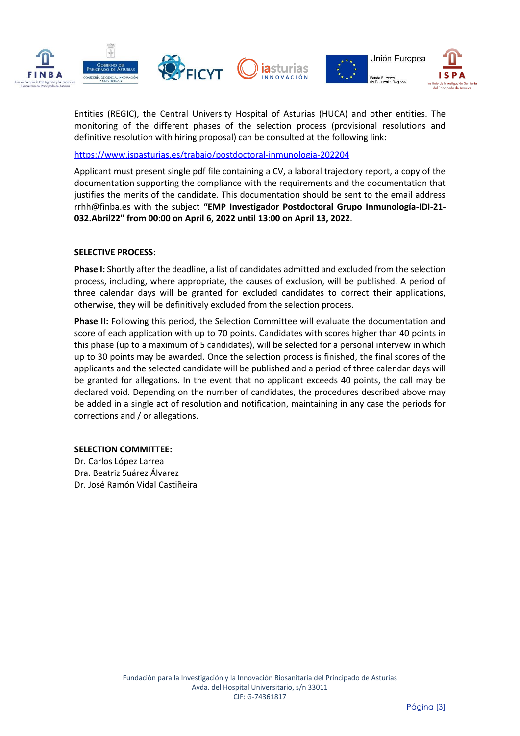Entities (REGIC), the Central University Hospital of Asturias (HUCA) and other entities. The monitoring of the different phases of the selection process (provisional resolutions and definitive resolution with hiring proposal) can be consulted at the following link:

https://www.ispasturias.es/trabajo/postdoctoral-inmunologia-202204

Applicant must present single pdf file containing a CV, a laboral trajectory report, a copy of the documentation supporting the compliance with the requirements and the documentation that justifies the merits of the candidate. This documentation should be sent to the email address rrhh@finba.es with the subject **"EMP Investigador Postdoctoral Grupo Inmunología-IDI-21-032.Abril22" from 00:00 on April 6, 2022 until 13:00 on April 13, 2022**.

**SELECTIVE PROCESS:**

**Phase I:** Shortly after the deadline, a list of candidates admitted and excluded from the selection process, including, where appropriate, the causes of exclusion, will be published. A period of three calendar days will be granted for excluded candidates to correct their applications, otherwise, they will be definitively excluded from the selection process.

**Phase II:** Following this period, the Selection Committee will evaluate the documentation and score of each application with up to 70 points. Candidates with scores higher than 40 points in this phase (up to a maximum of 5 candidates), will be selected for a personal interview in which up to 30 points may be awarded. Once the selection process is finished, the final scores of the applicants and the selected candidate will be published and a period of three calendar days will be granted for allegations. In the event that no applicant exceeds 40 points, the call may be declared void. Depending on the number of candidates, the procedures described above may be added in a single act of resolution and notification, maintaining in any case the periods for corrections and / or allegations.

**SELECTION COMMITTEE:**

Dr. Carlos López Larrea
Dra. Beatriz Suárez Álvarez
Dr. José Ramón Vidal Castiñeira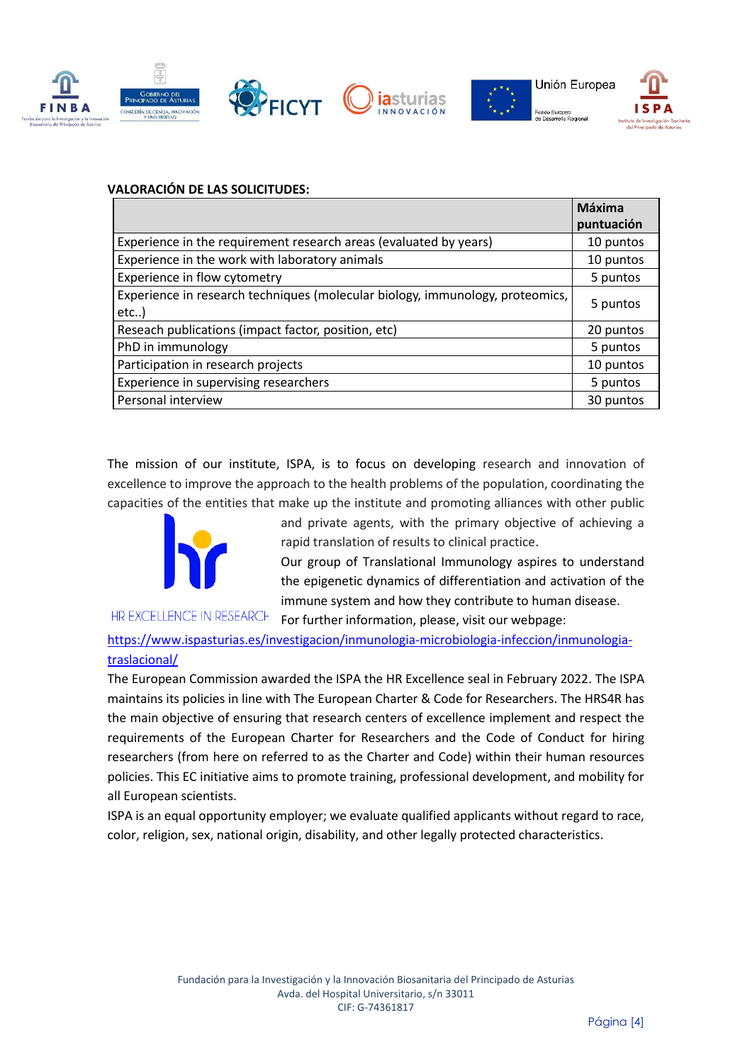**VALORACIÓN DE LAS SOLICITUDES:**

| | Máxima puntuación |
|---|---|
| Experience in the requirement research areas (evaluated by years) | 10 puntos |
| Experience in the work with laboratory animals | 10 puntos |
| Experience in flow cytometry | 5 puntos |
| Experience in research techniques (molecular biology, immunology, proteomics, etc..) | 5 puntos |
| Reseach publications (impact factor, position, etc) | 20 puntos |
| PhD in immunology | 5 puntos |
| Participation in research projects | 10 puntos |
| Experience in supervising researchers | 5 puntos |
| Personal interview | 30 puntos |

The mission of our institute, ISPA, is to focus on developing research and innovation of excellence to improve the approach to the health problems of the population, coordinating the capacities of the entities that make up the institute and promoting alliances with other public and private agents, with the primary objective of achieving a rapid translation of results to clinical practice.

HR EXCELLENCE IN RESEARCH

Our group of Translational Immunology aspires to understand the epigenetic dynamics of differentiation and activation of the immune system and how they contribute to human disease.

For further information, please, visit our webpage: https://www.ispasturias.es/investigacion/inmunologia-microbiologia-infeccion/inmunologia-traslacional/

The European Commission awarded the ISPA the HR Excellence seal in February 2022. The ISPA maintains its policies in line with The European Charter & Code for Researchers. The HRS4R has the main objective of ensuring that research centers of excellence implement and respect the requirements of the European Charter for Researchers and the Code of Conduct for hiring researchers (from here on referred to as the Charter and Code) within their human resources policies. This EC initiative aims to promote training, professional development, and mobility for all European scientists.

ISPA is an equal opportunity employer; we evaluate qualified applicants without regard to race, color, religion, sex, national origin, disability, and other legally protected characteristics.

Fundación para la Investigación y la Innovación Biosanitaria del Principado de Asturias
Avda. del Hospital Universitario, s/n 33011
CIF: G-74361817